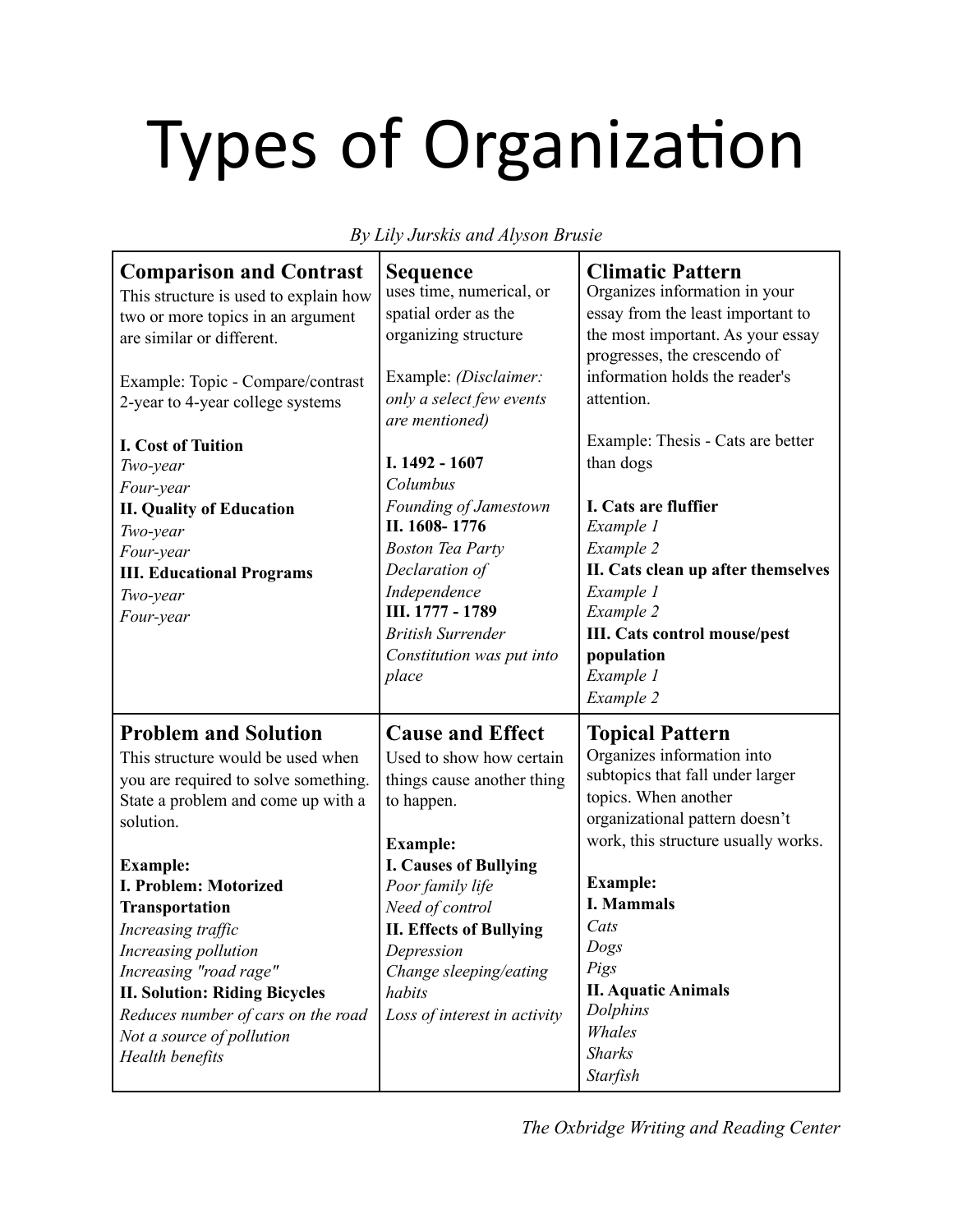# Types of Organization

*By Lily Jurskis and Alyson Brusie*

### Comparison and Contrast

This structure is used to explain how two or more topics in an argument are similar or different.

Example: Topic - Compare/contrast 2-year to 4-year college systems

**I. Cost of Tuition**
*Two-year*
*Four-year*
**II. Quality of Education**
*Two-year*
*Four-year*
**III. Educational Programs**
*Two-year*
*Four-year*

### Sequence

uses time, numerical, or spatial order as the organizing structure

Example: *(Disclaimer: only a select few events are mentioned)*

**I. 1492 - 1607**
*Columbus*
*Founding of Jamestown*
**II. 1608- 1776**
*Boston Tea Party*
*Declaration of Independence*
**III. 1777 - 1789**
*British Surrender*
*Constitution was put into place*

### Climatic Pattern

Organizes information in your essay from the least important to the most important. As your essay progresses, the crescendo of information holds the reader's attention.

Example: Thesis - Cats are better than dogs

**I. Cats are fluffier**
*Example 1*
*Example 2*
**II. Cats clean up after themselves**
*Example 1*
*Example 2*
**III. Cats control mouse/pest population**
*Example 1*
*Example 2*

### Problem and Solution

This structure would be used when you are required to solve something. State a problem and come up with a solution.

**Example:**
**I. Problem: Motorized Transportation**
*Increasing traffic*
*Increasing pollution*
*Increasing "road rage"*
**II. Solution: Riding Bicycles**
*Reduces number of cars on the road*
*Not a source of pollution*
*Health benefits*

### Cause and Effect

Used to show how certain things cause another thing to happen.

**Example:**
**I. Causes of Bullying**
*Poor family life*
*Need of control*
**II. Effects of Bullying**
*Depression*
*Change sleeping/eating habits*
*Loss of interest in activity*

### Topical Pattern

Organizes information into subtopics that fall under larger topics. When another organizational pattern doesn't work, this structure usually works.

**Example:**
**I. Mammals**
*Cats*
*Dogs*
*Pigs*
**II. Aquatic Animals**
*Dolphins*
*Whales*
*Sharks*
*Starfish*

*The Oxbridge Writing and Reading Center*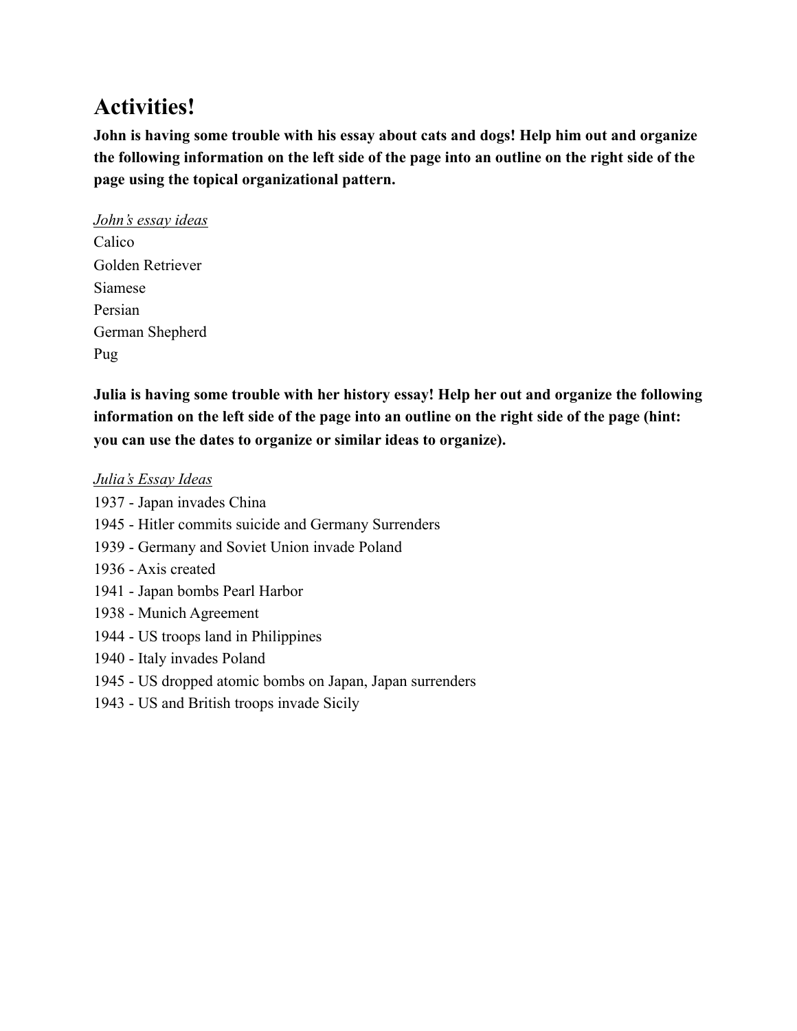# Activities!

**John is having some trouble with his essay about cats and dogs! Help him out and organize the following information on the left side of the page into an outline on the right side of the page using the topical organizational pattern.**

*John's essay ideas*

Calico
Golden Retriever
Siamese
Persian
German Shepherd
Pug

**Julia is having some trouble with her history essay! Help her out and organize the following information on the left side of the page into an outline on the right side of the page (hint: you can use the dates to organize or similar ideas to organize).**

*Julia's Essay Ideas*

1937 - Japan invades China
1945 - Hitler commits suicide and Germany Surrenders
1939 - Germany and Soviet Union invade Poland
1936 - Axis created
1941 - Japan bombs Pearl Harbor
1938 - Munich Agreement
1944 - US troops land in Philippines
1940 - Italy invades Poland
1945 - US dropped atomic bombs on Japan, Japan surrenders
1943 - US and British troops invade Sicily